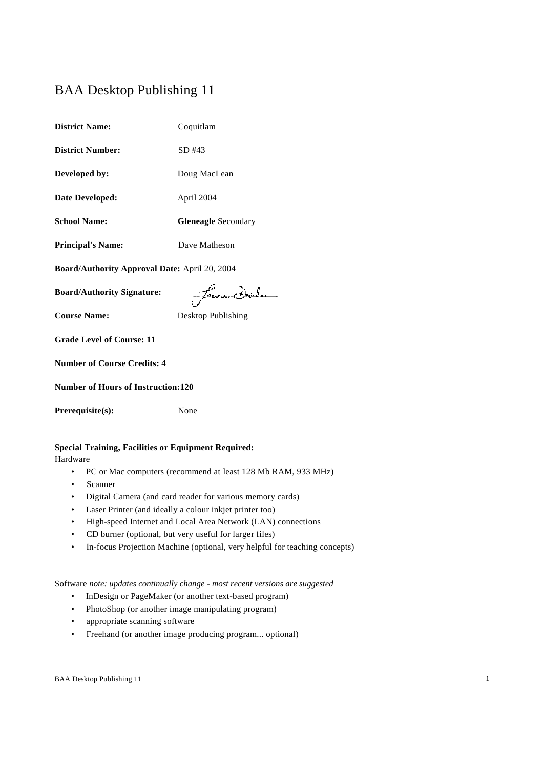# BAA Desktop Publishing 11

**District Name:** Coquitlam

**District Number:** SD #43

**Developed by:** Doug MacLean

**Date Developed:** April 2004

**School Name:** **Gleneagle** Secondary

**Principal's Name:** Dave Matheson

**Board/Authority Approval Date:** April 20, 2004

**Board/Authority Signature:**

**Course Name:** Desktop Publishing

**Grade Level of Course: 11**

**Number of Course Credits: 4**

**Number of Hours of Instruction:120**

**Prerequisite(s):** None

**Special Training, Facilities or Equipment Required:**

Hardware

- PC or Mac computers (recommend at least 128 Mb RAM, 933 MHz)
- Scanner
- Digital Camera (and card reader for various memory cards)
- Laser Printer (and ideally a colour inkjet printer too)
- High-speed Internet and Local Area Network (LAN) connections
- CD burner (optional, but very useful for larger files)
- In-focus Projection Machine (optional, very helpful for teaching concepts)

Software *note: updates continually change - most recent versions are suggested*

- InDesign or PageMaker (or another text-based program)
- PhotoShop (or another image manipulating program)
- appropriate scanning software
- Freehand (or another image producing program... optional)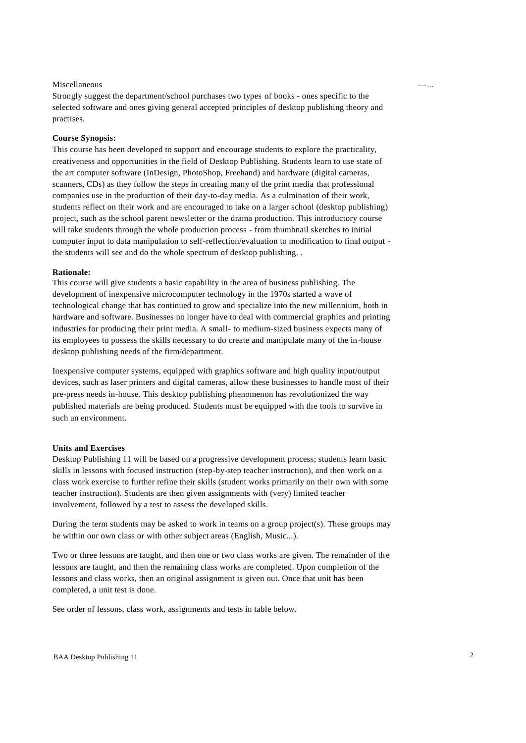Miscellaneous

Strongly suggest the department/school purchases two types of books - ones specific to the selected software and ones giving general accepted principles of desktop publishing theory and practises.

**Course Synopsis:**

This course has been developed to support and encourage students to explore the practicality, creativeness and opportunities in the field of Desktop Publishing. Students learn to use state of the art computer software (InDesign, PhotoShop, Freehand) and hardware (digital cameras, scanners, CDs) as they follow the steps in creating many of the print media that professional companies use in the production of their day-to-day media. As a culmination of their work, students reflect on their work and are encouraged to take on a larger school (desktop publishing) project, such as the school parent newsletter or the drama production. This introductory course will take students through the whole production process - from thumbnail sketches to initial computer input to data manipulation to self-reflection/evaluation to modification to final output - the students will see and do the whole spectrum of desktop publishing. .

**Rationale:**

This course will give students a basic capability in the area of business publishing. The development of inexpensive microcomputer technology in the 1970s started a wave of technological change that has continued to grow and specialize into the new millennium, both in hardware and software. Businesses no longer have to deal with commercial graphics and printing industries for producing their print media. A small- to medium-sized business expects many of its employees to possess the skills necessary to do create and manipulate many of the in-house desktop publishing needs of the firm/department.

Inexpensive computer systems, equipped with graphics software and high quality input/output devices, such as laser printers and digital cameras, allow these businesses to handle most of their pre-press needs in-house. This desktop publishing phenomenon has revolutionized the way published materials are being produced. Students must be equipped with the tools to survive in such an environment.

**Units and Exercises**

Desktop Publishing 11 will be based on a progressive development process; students learn basic skills in lessons with focused instruction (step-by-step teacher instruction), and then work on a class work exercise to further refine their skills (student works primarily on their own with some teacher instruction). Students are then given assignments with (very) limited teacher involvement, followed by a test to assess the developed skills.

During the term students may be asked to work in teams on a group project(s). These groups may be within our own class or with other subject areas (English, Music...).

Two or three lessons are taught, and then one or two class works are given. The remainder of the lessons are taught, and then the remaining class works are completed. Upon completion of the lessons and class works, then an original assignment is given out. Once that unit has been completed, a unit test is done.

See order of lessons, class work, assignments and tests in table below.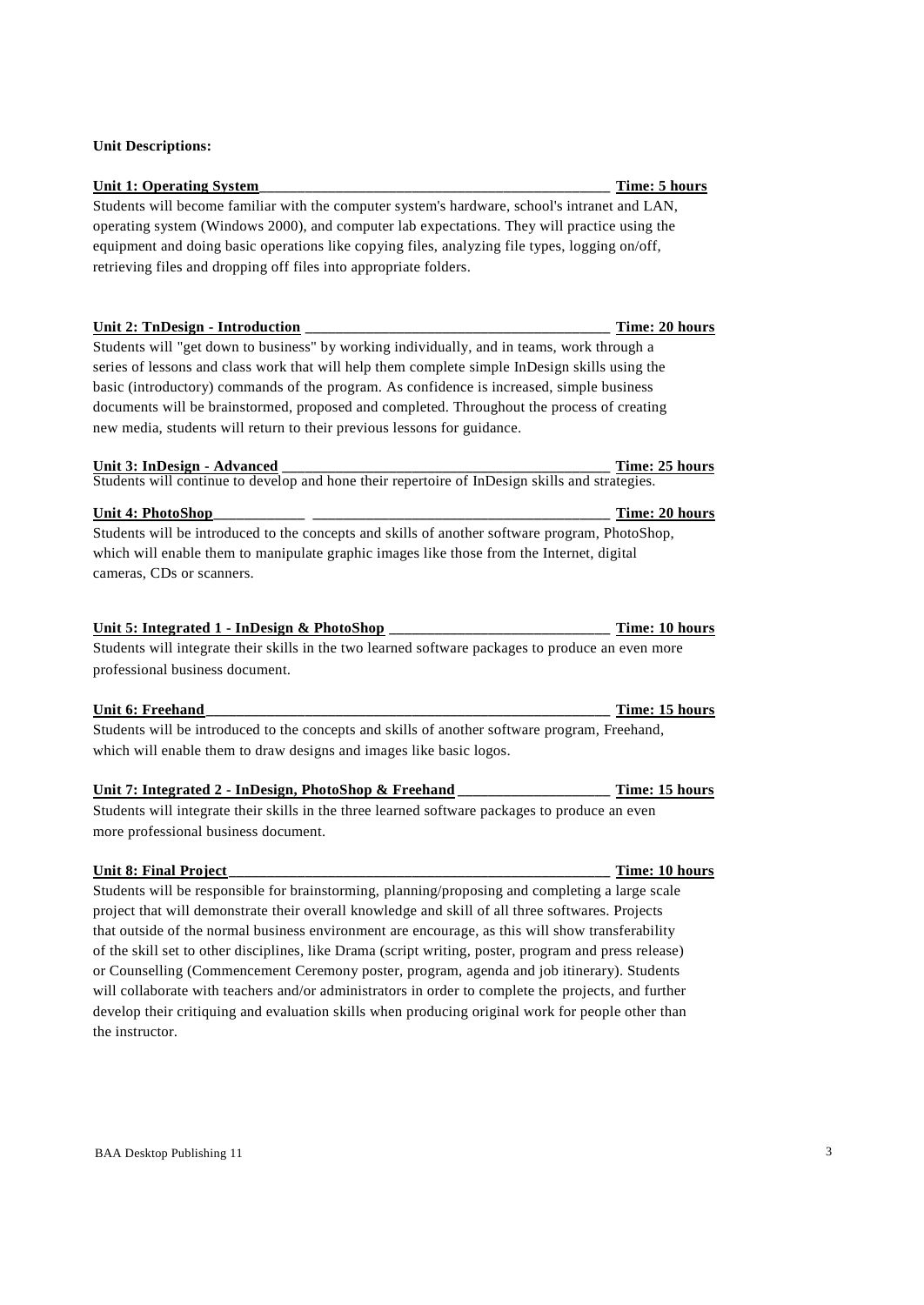**Unit Descriptions:**

**Unit 1: Operating System — Time: 5 hours**

Students will become familiar with the computer system's hardware, school's intranet and LAN, operating system (Windows 2000), and computer lab expectations. They will practice using the equipment and doing basic operations like copying files, analyzing file types, logging on/off, retrieving files and dropping off files into appropriate folders.

**Unit 2: TnDesign - Introduction — Time: 20 hours**

Students will "get down to business" by working individually, and in teams, work through a series of lessons and class work that will help them complete simple InDesign skills using the basic (introductory) commands of the program. As confidence is increased, simple business documents will be brainstormed, proposed and completed. Throughout the process of creating new media, students will return to their previous lessons for guidance.

**Unit 3: InDesign - Advanced — Time: 25 hours**

Students will continue to develop and hone their repertoire of InDesign skills and strategies.

**Unit 4: PhotoShop — Time: 20 hours**

Students will be introduced to the concepts and skills of another software program, PhotoShop, which will enable them to manipulate graphic images like those from the Internet, digital cameras, CDs or scanners.

**Unit 5: Integrated 1 - InDesign & PhotoShop — Time: 10 hours**

Students will integrate their skills in the two learned software packages to produce an even more professional business document.

**Unit 6: Freehand — Time: 15 hours**

Students will be introduced to the concepts and skills of another software program, Freehand, which will enable them to draw designs and images like basic logos.

**Unit 7: Integrated 2 - InDesign, PhotoShop & Freehand — Time: 15 hours**

Students will integrate their skills in the three learned software packages to produce an even more professional business document.

**Unit 8: Final Project — Time: 10 hours**

Students will be responsible for brainstorming, planning/proposing and completing a large scale project that will demonstrate their overall knowledge and skill of all three softwares. Projects that outside of the normal business environment are encourage, as this will show transferability of the skill set to other disciplines, like Drama (script writing, poster, program and press release) or Counselling (Commencement Ceremony poster, program, agenda and job itinerary). Students will collaborate with teachers and/or administrators in order to complete the projects, and further develop their critiquing and evaluation skills when producing original work for people other than the instructor.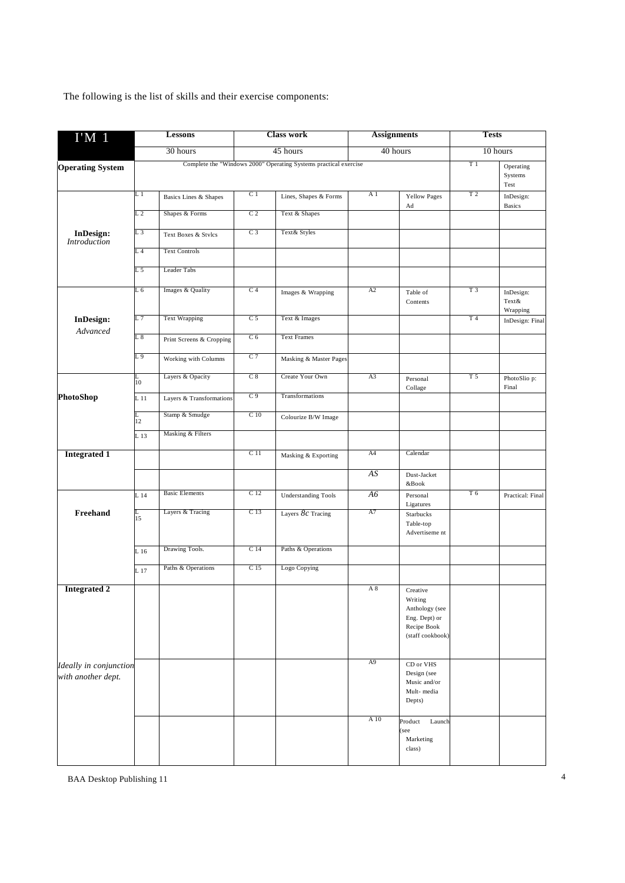The following is the list of skills and their exercise components:

| I'M 1 | Lessons | | Class work | | Assignments | | Tests | |
|---|---|---|---|---|---|---|---|---|
| | 30 hours | | 45 hours | | 40 hours | | 10 hours | |
| **Operating System** | Complete the "Windows 2000" Operating Systems practical exercise | | | | | | T 1 | Operating Systems Test |
| **InDesign:** *Introduction* | L 1 | Basics Lines & Shapes | C 1 | Lines, Shapes & Forms | A 1 | Yellow Pages Ad | T 2 | InDesign: Basics |
| | L 2 | Shapes & Forms | C 2 | Text & Shapes | | | | |
| | L 3 | Text Boxes & Stvlcs | C 3 | Text& Styles | | | | |
| | L 4 | Text Controls | | | | | | |
| | L 5 | Leader Tabs | | | | | | |
| **InDesign:** *Advanced* | L 6 | Images & Quality | C 4 | Images & Wrapping | A2 | Table of Contents | T 3 | InDesign: Text& Wrapping |
| | L 7 | Text Wrapping | C 5 | Text & Images | | | T 4 | InDesign: Final |
| | L 8 | Print Screens & Cropping | C 6 | Text Frames | | | | |
| | L 9 | Working with Columns | C 7 | Masking & Master Pages | | | | |
| **PhotoShop** | L 10 | Layers & Opacity | C 8 | Create Your Own | A3 | Personal Collage | T 5 | PhotoSlio p: Final |
| | L 11 | Layers & Transformations | C 9 | Transformations | | | | |
| | L 12 | Stamp & Smudge | C 10 | Colourize B/W Image | | | | |
| | L 13 | Masking & Filters | | | | | | |
| **Integrated 1** | | | C 11 | Masking & Exporting | A4 | Calendar | | |
| | | | | | AS | Dust-Jacket &Book | | |
| **Freehand** | L 14 | Basic Elements | C 12 | Understanding Tools | A6 | Personal Ligatures | T 6 | Practical: Final |
| | L 15 | Layers & Tracing | C 13 | Layers 8c Tracing | A7 | Starbucks Table-top Advertiseme nt | | |
| | L 16 | Drawing Tools. | C 14 | Paths & Operations | | | | |
| | L 17 | Paths & Operations | C 15 | Logo Copying | | | | |
| **Integrated 2** | | | | | A 8 | Creative Writing Anthology (see Eng. Dept) or Recipe Book (staff cookbook) | | |
| *Ideally in conjunction with another dept.* | | | | | A9 | CD or VHS Design (see Music and/or Mult- media Depts) | | |
| | | | | | A 10 | Product Launch (see Marketing class) | | |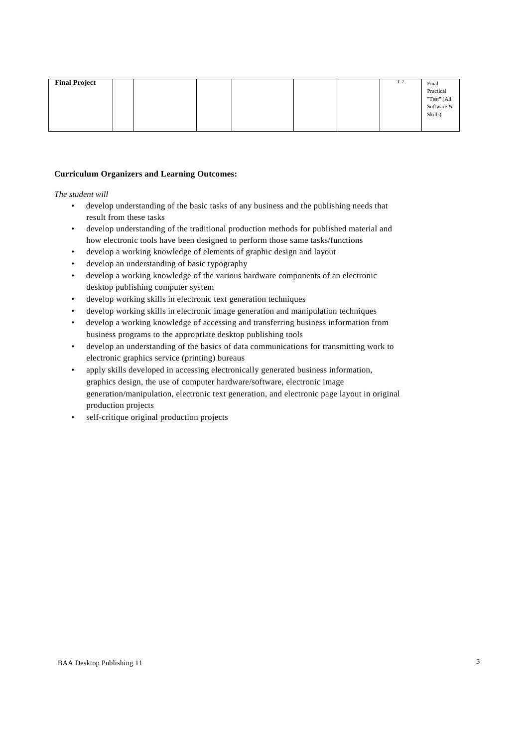| Final Project | | | | | | | T 7 | Final Practical "Test" (All Software & Skills) |
|---|---|---|---|---|---|---|---|---|

**Curriculum Organizers and Learning Outcomes:**

*The student will*

- develop understanding of the basic tasks of any business and the publishing needs that result from these tasks
- develop understanding of the traditional production methods for published material and how electronic tools have been designed to perform those same tasks/functions
- develop a working knowledge of elements of graphic design and layout
- develop an understanding of basic typography
- develop a working knowledge of the various hardware components of an electronic desktop publishing computer system
- develop working skills in electronic text generation techniques
- develop working skills in electronic image generation and manipulation techniques
- develop a working knowledge of accessing and transferring business information from business programs to the appropriate desktop publishing tools
- develop an understanding of the basics of data communications for transmitting work to electronic graphics service (printing) bureaus
- apply skills developed in accessing electronically generated business information, graphics design, the use of computer hardware/software, electronic image generation/manipulation, electronic text generation, and electronic page layout in original production projects
- self-critique original production projects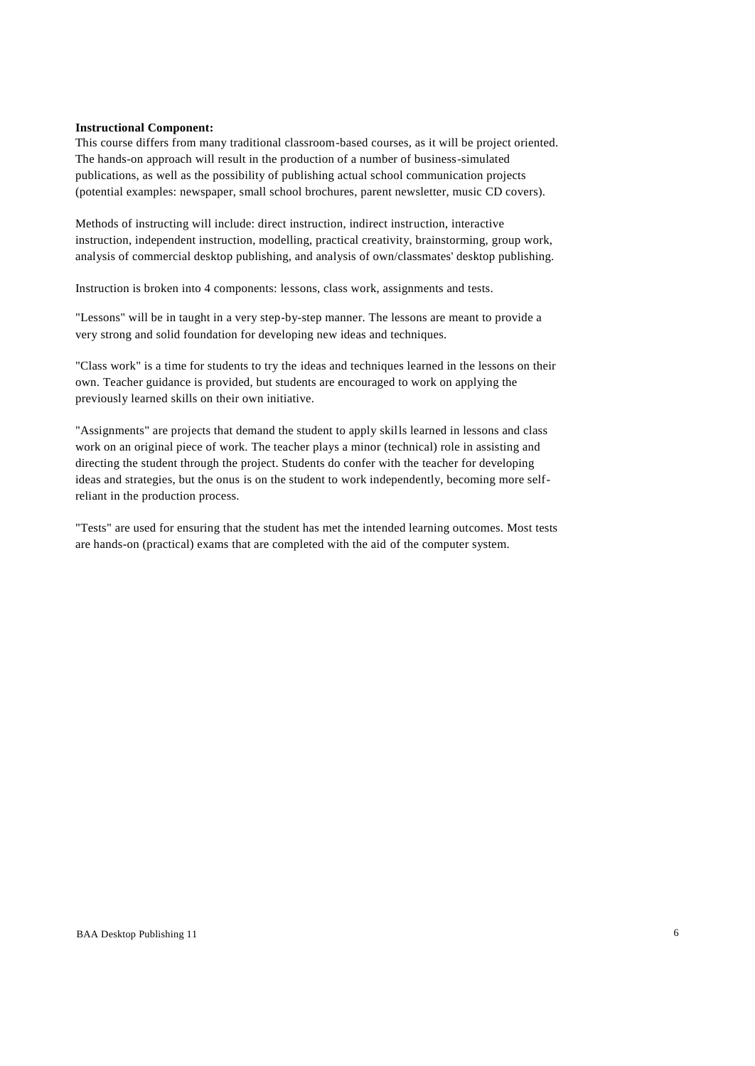**Instructional Component:**

This course differs from many traditional classroom-based courses, as it will be project oriented. The hands-on approach will result in the production of a number of business-simulated publications, as well as the possibility of publishing actual school communication projects (potential examples: newspaper, small school brochures, parent newsletter, music CD covers).

Methods of instructing will include: direct instruction, indirect instruction, interactive instruction, independent instruction, modelling, practical creativity, brainstorming, group work, analysis of commercial desktop publishing, and analysis of own/classmates' desktop publishing.

Instruction is broken into 4 components: lessons, class work, assignments and tests.

"Lessons" will be in taught in a very step-by-step manner. The lessons are meant to provide a very strong and solid foundation for developing new ideas and techniques.

"Class work" is a time for students to try the ideas and techniques learned in the lessons on their own. Teacher guidance is provided, but students are encouraged to work on applying the previously learned skills on their own initiative.

"Assignments" are projects that demand the student to apply skills learned in lessons and class work on an original piece of work. The teacher plays a minor (technical) role in assisting and directing the student through the project. Students do confer with the teacher for developing ideas and strategies, but the onus is on the student to work independently, becoming more self-reliant in the production process.

"Tests" are used for ensuring that the student has met the intended learning outcomes. Most tests are hands-on (practical) exams that are completed with the aid of the computer system.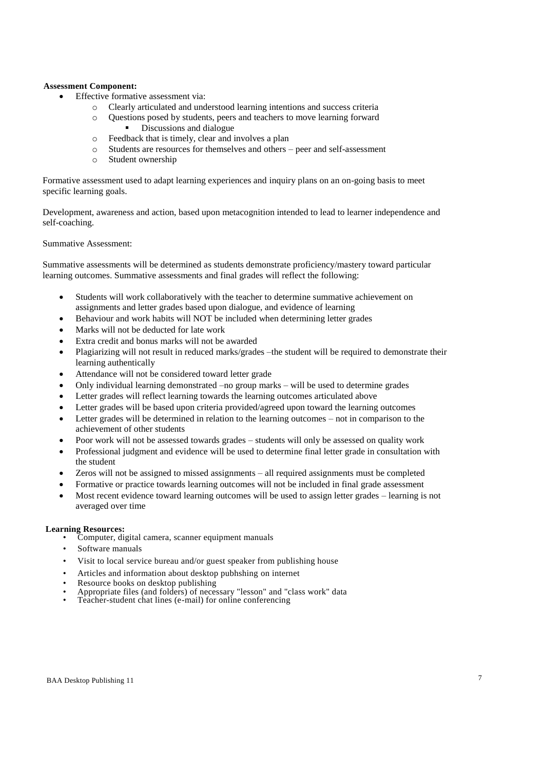**Assessment Component:**

- Effective formative assessment via:
  - Clearly articulated and understood learning intentions and success criteria
  - Questions posed by students, peers and teachers to move learning forward
    - Discussions and dialogue
  - Feedback that is timely, clear and involves a plan
  - Students are resources for themselves and others – peer and self-assessment
  - Student ownership

Formative assessment used to adapt learning experiences and inquiry plans on an on-going basis to meet specific learning goals.

Development, awareness and action, based upon metacognition intended to lead to learner independence and self-coaching.

Summative Assessment:

Summative assessments will be determined as students demonstrate proficiency/mastery toward particular learning outcomes. Summative assessments and final grades will reflect the following:

- Students will work collaboratively with the teacher to determine summative achievement on assignments and letter grades based upon dialogue, and evidence of learning
- Behaviour and work habits will NOT be included when determining letter grades
- Marks will not be deducted for late work
- Extra credit and bonus marks will not be awarded
- Plagiarizing will not result in reduced marks/grades –the student will be required to demonstrate their learning authentically
- Attendance will not be considered toward letter grade
- Only individual learning demonstrated –no group marks – will be used to determine grades
- Letter grades will reflect learning towards the learning outcomes articulated above
- Letter grades will be based upon criteria provided/agreed upon toward the learning outcomes
- Letter grades will be determined in relation to the learning outcomes – not in comparison to the achievement of other students
- Poor work will not be assessed towards grades – students will only be assessed on quality work
- Professional judgment and evidence will be used to determine final letter grade in consultation with the student
- Zeros will not be assigned to missed assignments – all required assignments must be completed
- Formative or practice towards learning outcomes will not be included in final grade assessment
- Most recent evidence toward learning outcomes will be used to assign letter grades – learning is not averaged over time

**Learning Resources:**

- Computer, digital camera, scanner equipment manuals
- Software manuals
- Visit to local service bureau and/or guest speaker from publishing house
- Articles and information about desktop pubhshing on internet
- Resource books on desktop publishing
- Appropriate files (and folders) of necessary "lesson" and "class work" data
- Teacher-student chat lines (e-mail) for online conferencing